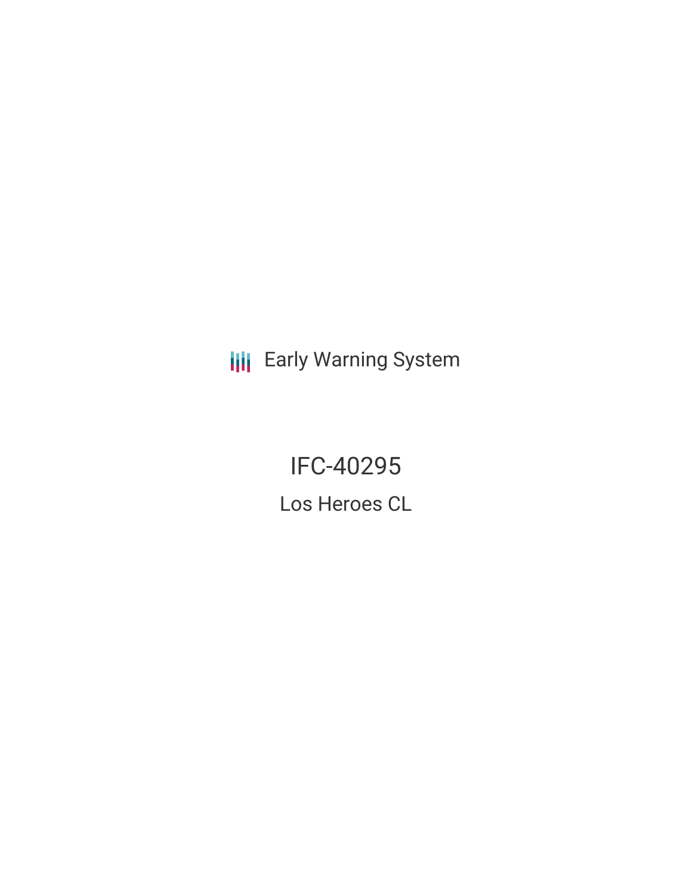Early Warning System

# IFC-40295

## Los Heroes CL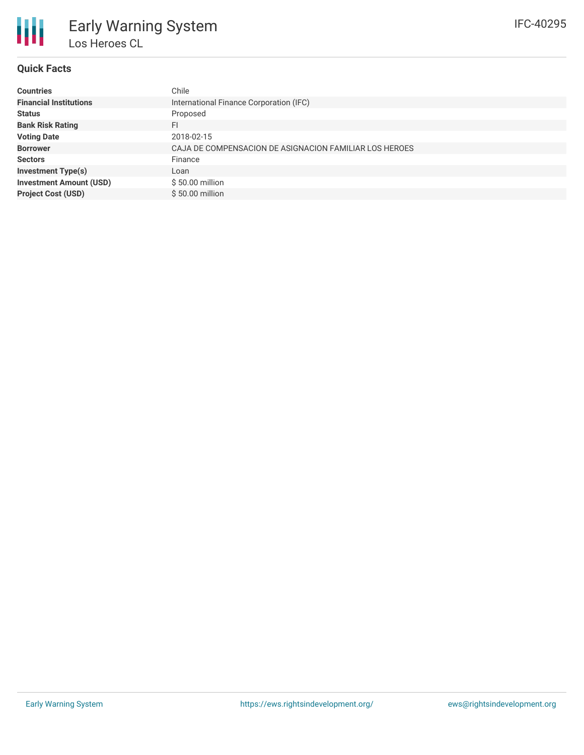# Early Warning System

## Los Heroes CL

IFC-40295

### Quick Facts

| | |
|---|---|
| **Countries** | Chile |
| **Financial Institutions** | International Finance Corporation (IFC) |
| **Status** | Proposed |
| **Bank Risk Rating** | FI |
| **Voting Date** | 2018-02-15 |
| **Borrower** | CAJA DE COMPENSACION DE ASIGNACION FAMILIAR LOS HEROES |
| **Sectors** | Finance |
| **Investment Type(s)** | Loan |
| **Investment Amount (USD)** | $ 50.00 million |
| **Project Cost (USD)** | $ 50.00 million |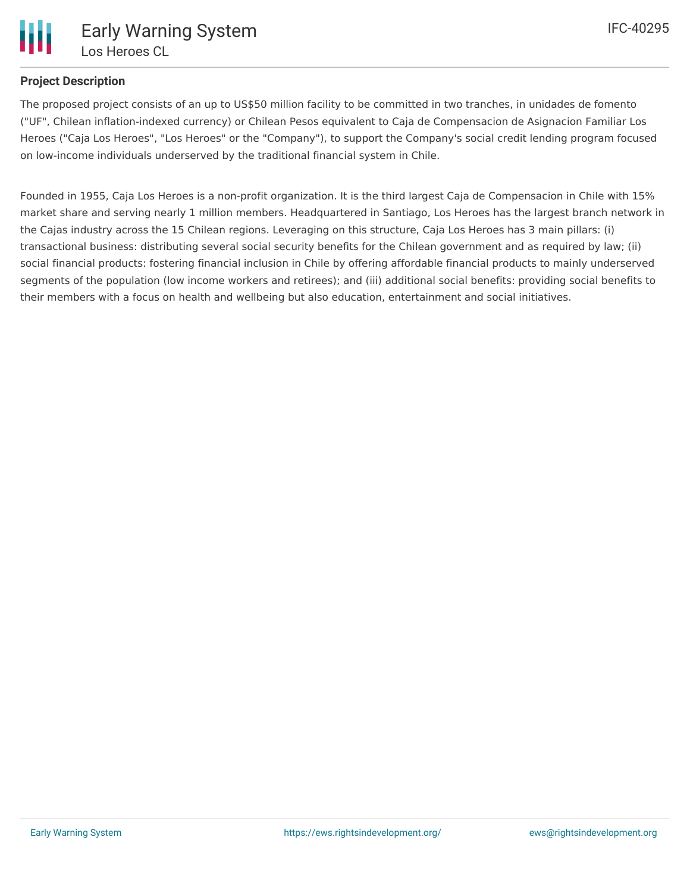## Project Description

The proposed project consists of an up to US$50 million facility to be committed in two tranches, in unidades de fomento ("UF", Chilean inflation-indexed currency) or Chilean Pesos equivalent to Caja de Compensacion de Asignacion Familiar Los Heroes ("Caja Los Heroes", "Los Heroes" or the "Company"), to support the Company's social credit lending program focused on low-income individuals underserved by the traditional financial system in Chile.

Founded in 1955, Caja Los Heroes is a non-profit organization. It is the third largest Caja de Compensacion in Chile with 15% market share and serving nearly 1 million members. Headquartered in Santiago, Los Heroes has the largest branch network in the Cajas industry across the 15 Chilean regions. Leveraging on this structure, Caja Los Heroes has 3 main pillars: (i) transactional business: distributing several social security benefits for the Chilean government and as required by law; (ii) social financial products: fostering financial inclusion in Chile by offering affordable financial products to mainly underserved segments of the population (low income workers and retirees); and (iii) additional social benefits: providing social benefits to their members with a focus on health and wellbeing but also education, entertainment and social initiatives.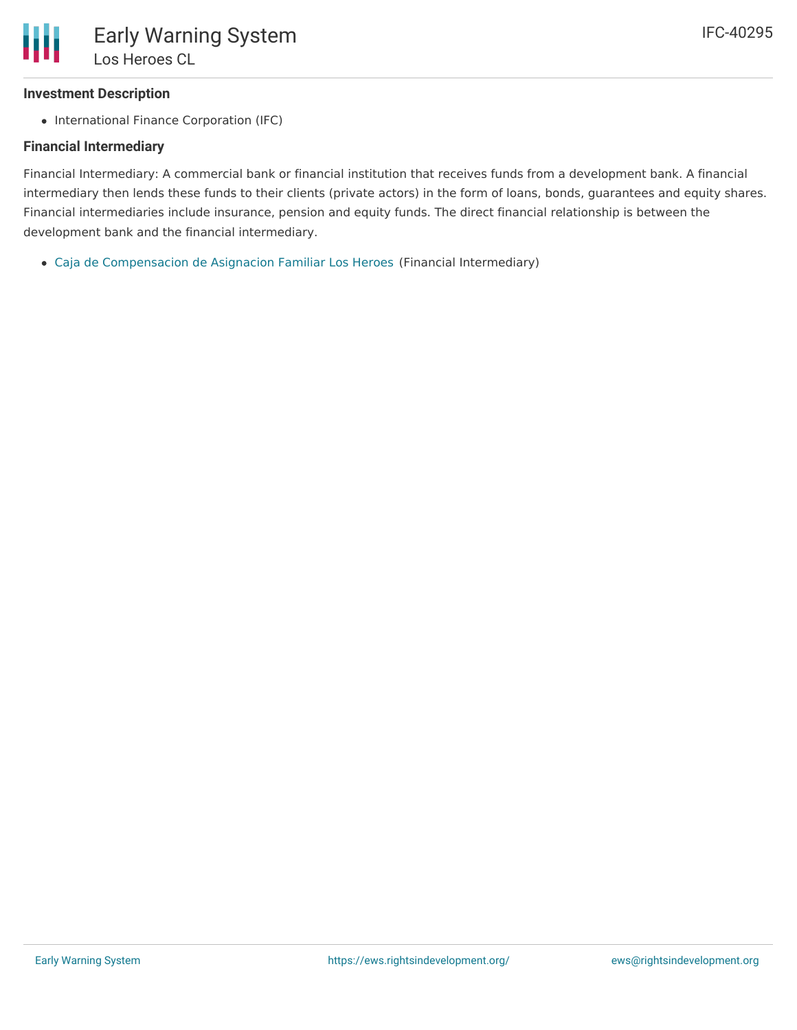### Investment Description

- International Finance Corporation (IFC)

### Financial Intermediary

Financial Intermediary: A commercial bank or financial institution that receives funds from a development bank. A financial intermediary then lends these funds to their clients (private actors) in the form of loans, bonds, guarantees and equity shares. Financial intermediaries include insurance, pension and equity funds. The direct financial relationship is between the development bank and the financial intermediary.

- Caja de Compensacion de Asignacion Familiar Los Heroes (Financial Intermediary)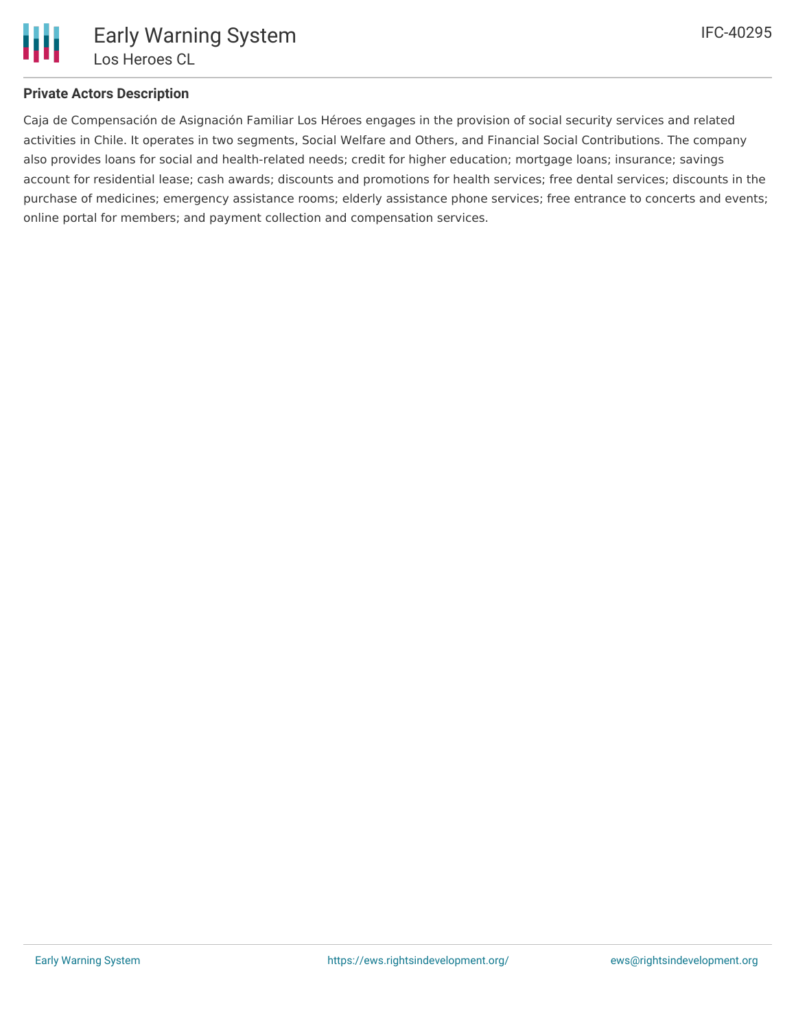## Private Actors Description

Caja de Compensación de Asignación Familiar Los Héroes engages in the provision of social security services and related activities in Chile. It operates in two segments, Social Welfare and Others, and Financial Social Contributions. The company also provides loans for social and health-related needs; credit for higher education; mortgage loans; insurance; savings account for residential lease; cash awards; discounts and promotions for health services; free dental services; discounts in the purchase of medicines; emergency assistance rooms; elderly assistance phone services; free entrance to concerts and events; online portal for members; and payment collection and compensation services.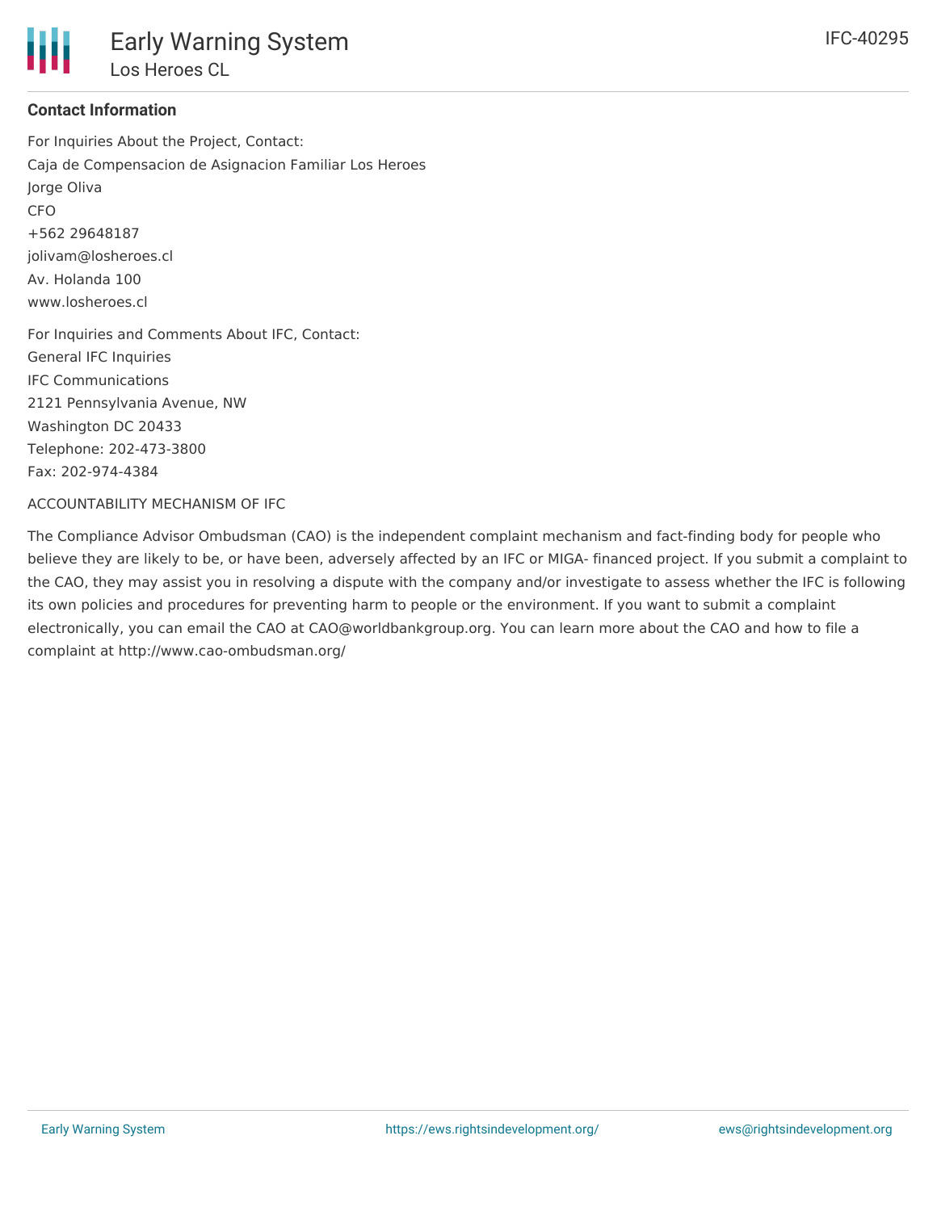## Contact Information

For Inquiries About the Project, Contact:
Caja de Compensacion de Asignacion Familiar Los Heroes
Jorge Oliva
CFO
+562 29648187
jolivam@losheroes.cl
Av. Holanda 100
www.losheroes.cl

For Inquiries and Comments About IFC, Contact:
General IFC Inquiries
IFC Communications
2121 Pennsylvania Avenue, NW
Washington DC 20433
Telephone: 202-473-3800
Fax: 202-974-4384

ACCOUNTABILITY MECHANISM OF IFC

The Compliance Advisor Ombudsman (CAO) is the independent complaint mechanism and fact-finding body for people who believe they are likely to be, or have been, adversely affected by an IFC or MIGA- financed project. If you submit a complaint to the CAO, they may assist you in resolving a dispute with the company and/or investigate to assess whether the IFC is following its own policies and procedures for preventing harm to people or the environment. If you want to submit a complaint electronically, you can email the CAO at CAO@worldbankgroup.org. You can learn more about the CAO and how to file a complaint at http://www.cao-ombudsman.org/